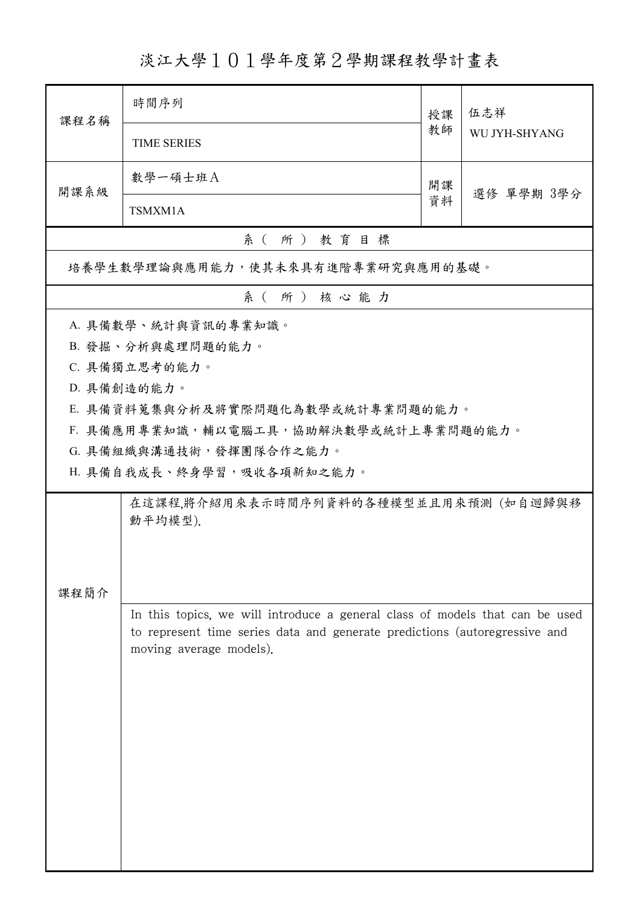# 淡江大學１０１學年度第２學期課程教學計畫表

| 課程名稱 | 時間序列<br>TIME SERIES | 授課教師 | 伍志祥<br>WU JYH-SHYANG |
|---|---|---|---|
| 開課系級 | 數學一碩士班Ａ<br>TSMXM1A | 開課資料 | 選修 單學期 3學分 |

## 系（所）教育目標

培養學生數學理論與應用能力，使其未來具有進階專業研究與應用的基礎。

## 系（所）核心能力

A. 具備數學、統計與資訊的專業知識。

B. 發掘、分析與處理問題的能力。

C. 具備獨立思考的能力。

D. 具備創造的能力。

E. 具備資料蒐集與分析及將實際問題化為數學或統計專業問題的能力。

F. 具備應用專業知識，輔以電腦工具，協助解決數學或統計上專業問題的能力。

G. 具備組織與溝通技術，發揮團隊合作之能力。

H. 具備自我成長、終身學習，吸收各項新知之能力。

## 課程簡介

在這課程,將介紹用來表示時間序列資料的各種模型並且用來預測 (如自迴歸與移動平均模型).

In this topics, we will introduce a general class of models that can be used to represent time series data and generate predictions (autoregressive and moving average models).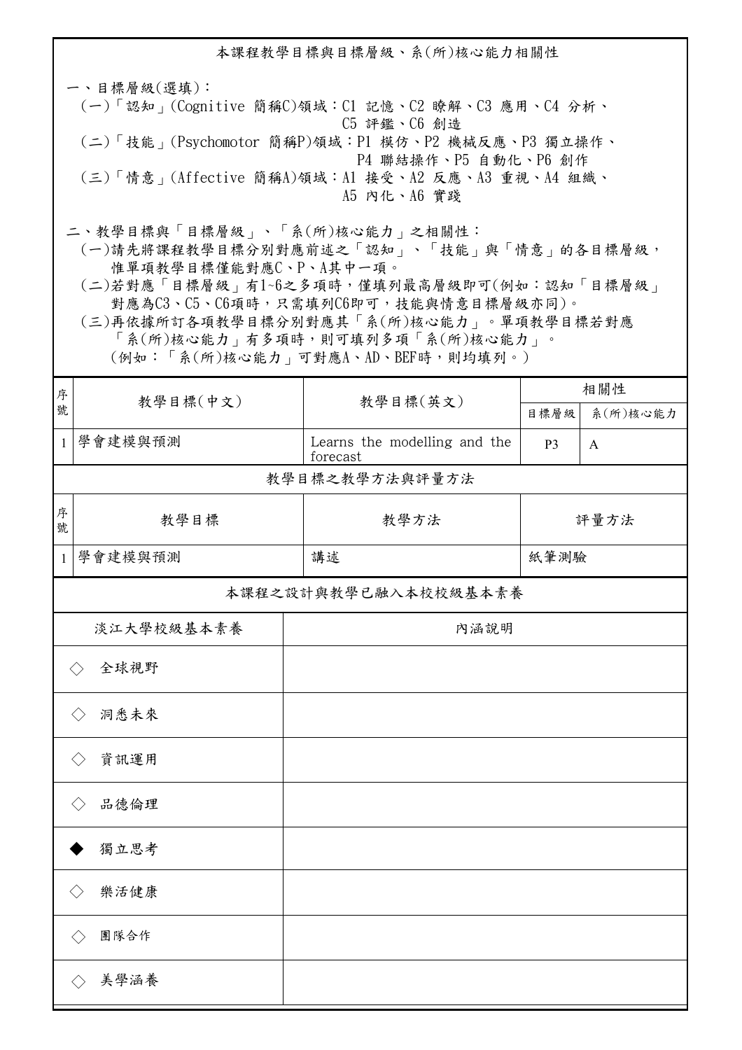## 本課程教學目標與目標層級、系(所)核心能力相關性

一、目標層級(選填)：

(一)「認知」(Cognitive 簡稱C)領域：C1 記憶、C2 瞭解、C3 應用、C4 分析、C5 評鑑、C6 創造

(二)「技能」(Psychomotor 簡稱P)領域：P1 模仿、P2 機械反應、P3 獨立操作、P4 聯結操作、P5 自動化、P6 創作

(三)「情意」(Affective 簡稱A)領域：A1 接受、A2 反應、A3 重視、A4 組織、A5 內化、A6 實踐

二、教學目標與「目標層級」、「系(所)核心能力」之相關性：

(一)請先將課程教學目標分別對應前述之「認知」、「技能」與「情意」的各目標層級，惟單項教學目標僅能對應C、P、A其中一項。

(二)若對應「目標層級」有1~6之多項時，僅填列最高層級即可(例如：認知「目標層級」對應為C3、C5、C6項時，只需填列C6即可，技能與情意目標層級亦同)。

(三)再依據所訂各項教學目標分別對應其「系(所)核心能力」。單項教學目標若對應「系(所)核心能力」有多項時，則可填列多項「系(所)核心能力」。(例如：「系(所)核心能力」可對應A、AD、BEF時，則均填列。)

| 序號 | 教學目標(中文) | 教學目標(英文) | 相關性 | |
|---|---|---|---|---|
| | | | 目標層級 | 系(所)核心能力 |
| 1 | 學會建模與預測 | Learns the modelling and the forecast | P3 | A |

### 教學目標之教學方法與評量方法

| 序號 | 教學目標 | 教學方法 | 評量方法 |
|---|---|---|---|
| 1 | 學會建模與預測 | 講述 | 紙筆測驗 |

### 本課程之設計與教學已融入本校校級基本素養

| 淡江大學校級基本素養 | 內涵說明 |
|---|---|
| ◇ 全球視野 | |
| ◇ 洞悉未來 | |
| ◇ 資訊運用 | |
| ◇ 品德倫理 | |
| ◆ 獨立思考 | |
| ◇ 樂活健康 | |
| ◇ 團隊合作 | |
| ◇ 美學涵養 | |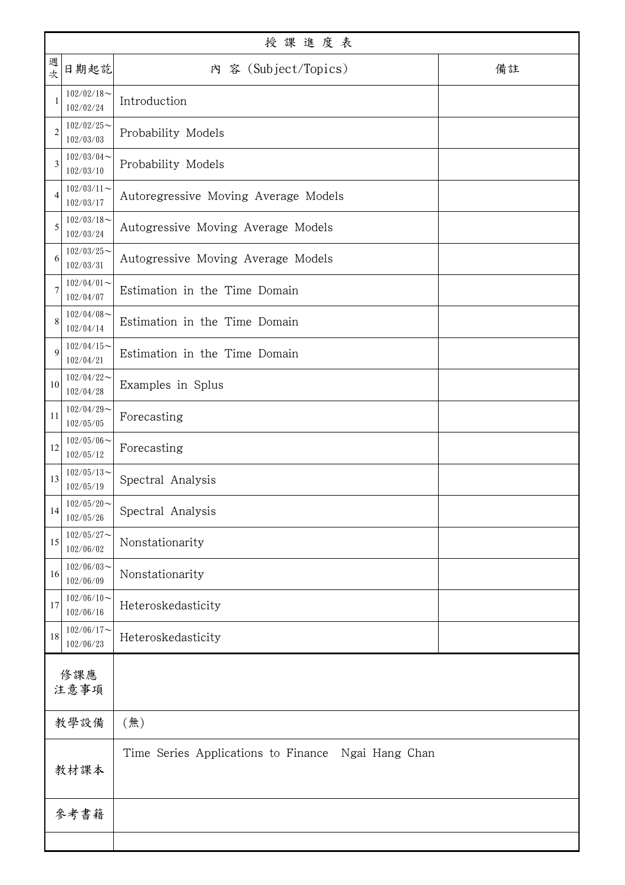# 授 課 進 度 表

| 週次 | 日期起訖 | 內 容 (Subject/Topics) | 備註 |
|---|---|---|---|
| 1 | 102/02/18～102/02/24 | Introduction | |
| 2 | 102/02/25～102/03/03 | Probability Models | |
| 3 | 102/03/04～102/03/10 | Probability Models | |
| 4 | 102/03/11～102/03/17 | Autoregressive Moving Average Models | |
| 5 | 102/03/18～102/03/24 | Autogressive Moving Average Models | |
| 6 | 102/03/25～102/03/31 | Autogressive Moving Average Models | |
| 7 | 102/04/01～102/04/07 | Estimation in the Time Domain | |
| 8 | 102/04/08～102/04/14 | Estimation in the Time Domain | |
| 9 | 102/04/15～102/04/21 | Estimation in the Time Domain | |
| 10 | 102/04/22～102/04/28 | Examples in Splus | |
| 11 | 102/04/29～102/05/05 | Forecasting | |
| 12 | 102/05/06～102/05/12 | Forecasting | |
| 13 | 102/05/13～102/05/19 | Spectral Analysis | |
| 14 | 102/05/20～102/05/26 | Spectral Analysis | |
| 15 | 102/05/27～102/06/02 | Nonstationarity | |
| 16 | 102/06/03～102/06/09 | Nonstationarity | |
| 17 | 102/06/10～102/06/16 | Heteroskedasticity | |
| 18 | 102/06/17～102/06/23 | Heteroskedasticity | |

| 項目 | 內容 |
|---|---|
| 修課應注意事項 | |
| 教學設備 | (無) |
| 教材課本 | Time Series Applications to Finance Ngai Hang Chan |
| 參考書籍 | |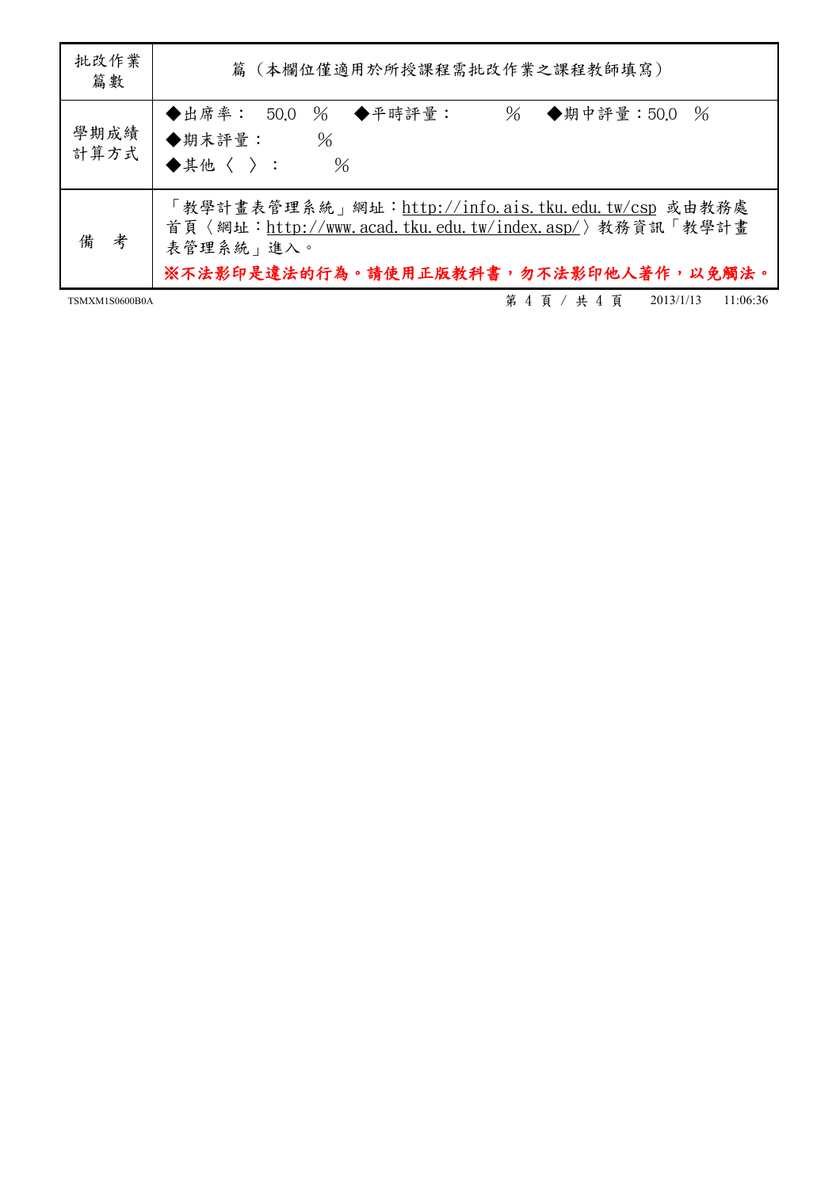| | |
|---|---|
| 批改作業篇數 | 篇（本欄位僅適用於所授課程需批改作業之課程教師填寫） |
| 學期成績計算方式 | ◆出席率： 50.0 ％ ◆平時評量： ％ ◆期中評量：50.0 ％<br>◆期末評量： ％<br>◆其他〈 〉： ％ |
| 備　考 | 「教學計畫表管理系統」網址：http://info.ais.tku.edu.tw/csp 或由教務處首頁〈網址：http://www.acad.tku.edu.tw/index.asp/〉教務資訊「教學計畫表管理系統」進入。<br>**※不法影印是違法的行為。請使用正版教科書，勿不法影印他人著作，以免觸法。** |

TSMXM1S0600B0A 2013/1/13 11:06:36